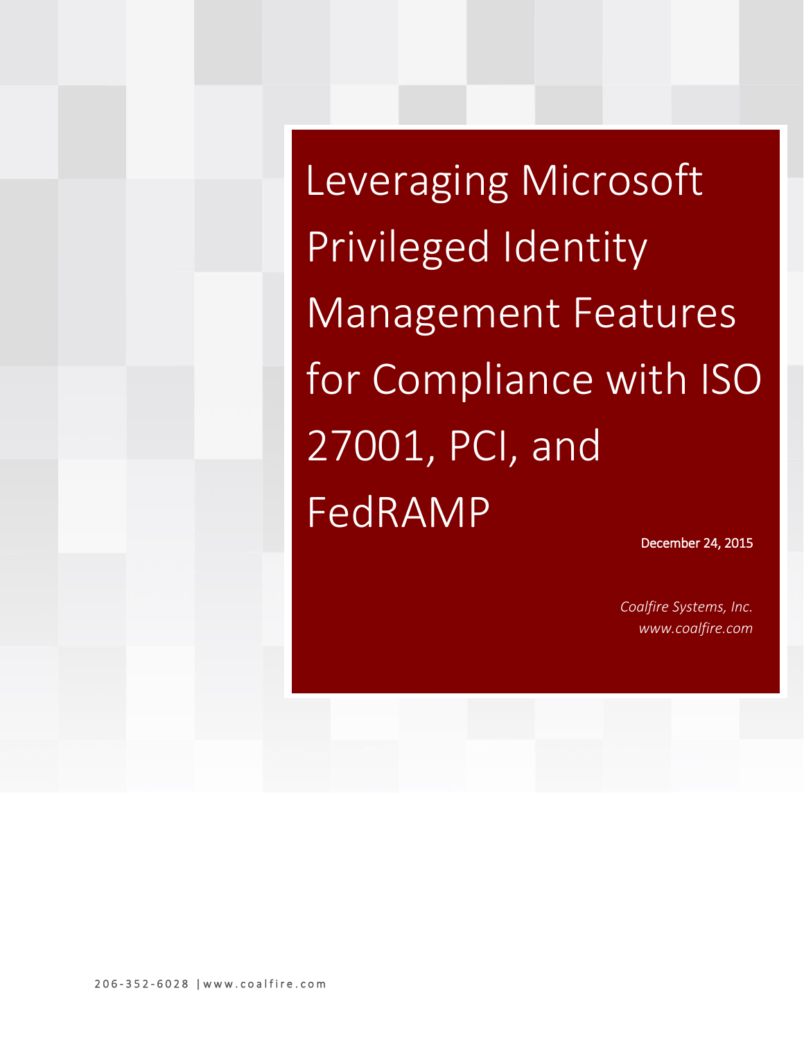# Leveraging Microsoft Privileged Identity Management Features for Compliance with ISO 27001, PCI, and FedRAMP

December 24, 2015

*Coalfire Systems, Inc.*
*www.coalfire.com*

206-352-6028 | www.coalfire.com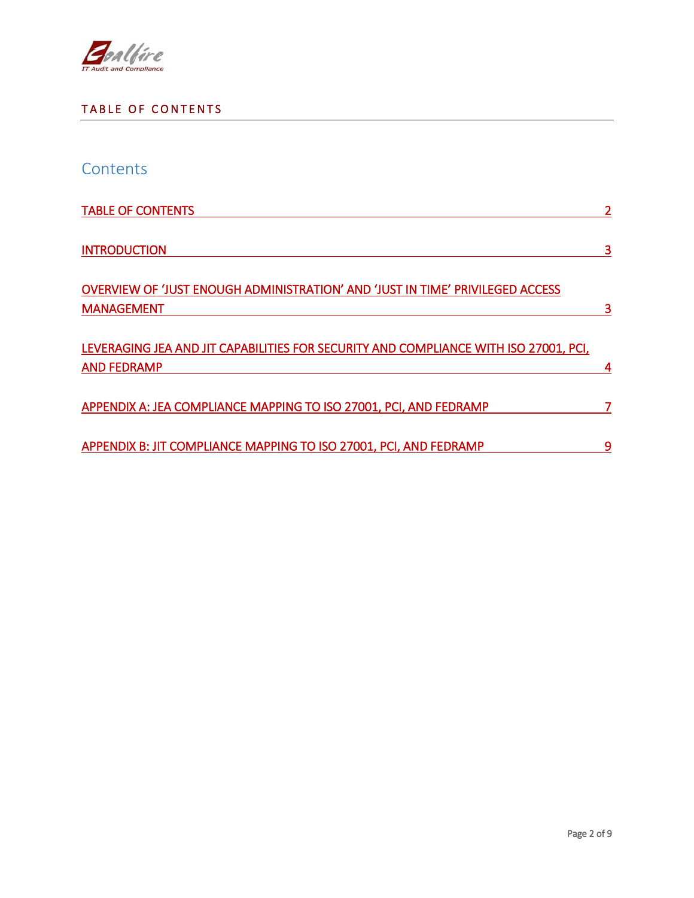# TABLE OF CONTENTS

## Contents

| | |
|---|---|
| TABLE OF CONTENTS | 2 |
| INTRODUCTION | 3 |
| OVERVIEW OF 'JUST ENOUGH ADMINISTRATION' AND 'JUST IN TIME' PRIVILEGED ACCESS MANAGEMENT | 3 |
| LEVERAGING JEA AND JIT CAPABILITIES FOR SECURITY AND COMPLIANCE WITH ISO 27001, PCI, AND FEDRAMP | 4 |
| APPENDIX A: JEA COMPLIANCE MAPPING TO ISO 27001, PCI, AND FEDRAMP | 7 |
| APPENDIX B: JIT COMPLIANCE MAPPING TO ISO 27001, PCI, AND FEDRAMP | 9 |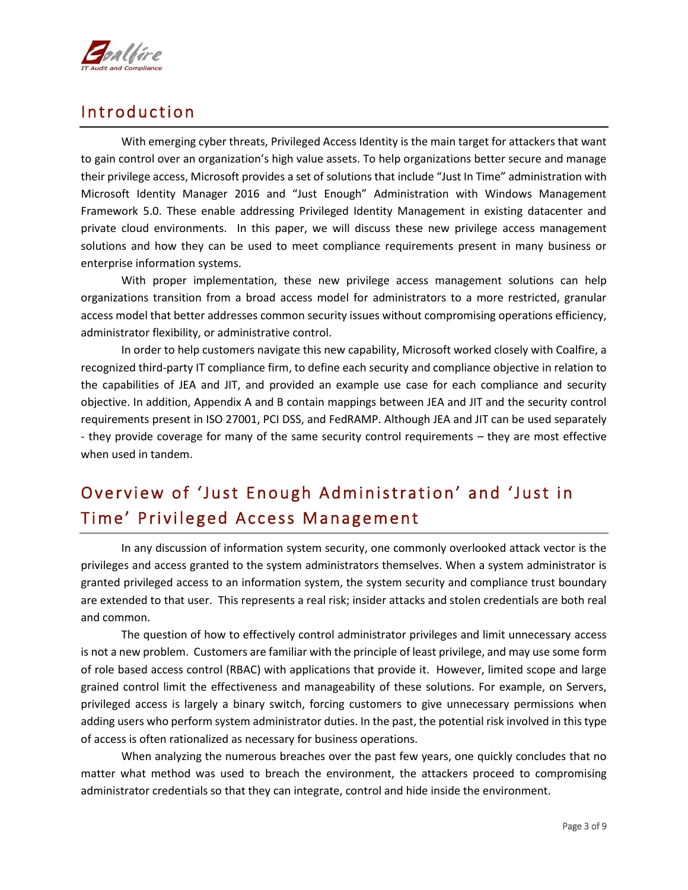## Introduction

With emerging cyber threats, Privileged Access Identity is the main target for attackers that want to gain control over an organization's high value assets. To help organizations better secure and manage their privilege access, Microsoft provides a set of solutions that include "Just In Time" administration with Microsoft Identity Manager 2016 and "Just Enough" Administration with Windows Management Framework 5.0. These enable addressing Privileged Identity Management in existing datacenter and private cloud environments. In this paper, we will discuss these new privilege access management solutions and how they can be used to meet compliance requirements present in many business or enterprise information systems.

With proper implementation, these new privilege access management solutions can help organizations transition from a broad access model for administrators to a more restricted, granular access model that better addresses common security issues without compromising operations efficiency, administrator flexibility, or administrative control.

In order to help customers navigate this new capability, Microsoft worked closely with Coalfire, a recognized third-party IT compliance firm, to define each security and compliance objective in relation to the capabilities of JEA and JIT, and provided an example use case for each compliance and security objective. In addition, Appendix A and B contain mappings between JEA and JIT and the security control requirements present in ISO 27001, PCI DSS, and FedRAMP. Although JEA and JIT can be used separately - they provide coverage for many of the same security control requirements – they are most effective when used in tandem.

## Overview of 'Just Enough Administration' and 'Just in Time' Privileged Access Management

In any discussion of information system security, one commonly overlooked attack vector is the privileges and access granted to the system administrators themselves. When a system administrator is granted privileged access to an information system, the system security and compliance trust boundary are extended to that user. This represents a real risk; insider attacks and stolen credentials are both real and common.

The question of how to effectively control administrator privileges and limit unnecessary access is not a new problem. Customers are familiar with the principle of least privilege, and may use some form of role based access control (RBAC) with applications that provide it. However, limited scope and large grained control limit the effectiveness and manageability of these solutions. For example, on Servers, privileged access is largely a binary switch, forcing customers to give unnecessary permissions when adding users who perform system administrator duties. In the past, the potential risk involved in this type of access is often rationalized as necessary for business operations.

When analyzing the numerous breaches over the past few years, one quickly concludes that no matter what method was used to breach the environment, the attackers proceed to compromising administrator credentials so that they can integrate, control and hide inside the environment.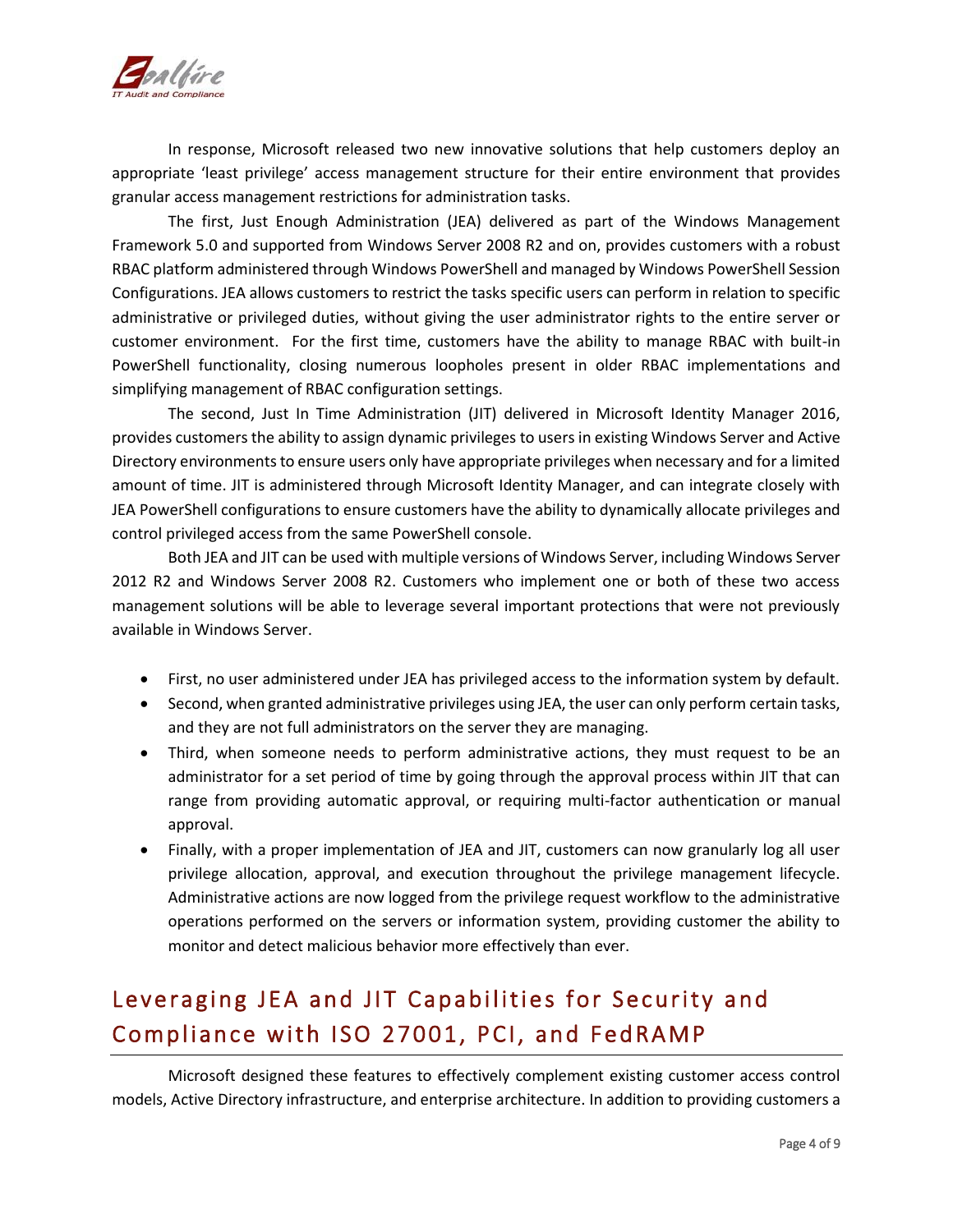In response, Microsoft released two new innovative solutions that help customers deploy an appropriate 'least privilege' access management structure for their entire environment that provides granular access management restrictions for administration tasks.

The first, Just Enough Administration (JEA) delivered as part of the Windows Management Framework 5.0 and supported from Windows Server 2008 R2 and on, provides customers with a robust RBAC platform administered through Windows PowerShell and managed by Windows PowerShell Session Configurations. JEA allows customers to restrict the tasks specific users can perform in relation to specific administrative or privileged duties, without giving the user administrator rights to the entire server or customer environment. For the first time, customers have the ability to manage RBAC with built-in PowerShell functionality, closing numerous loopholes present in older RBAC implementations and simplifying management of RBAC configuration settings.

The second, Just In Time Administration (JIT) delivered in Microsoft Identity Manager 2016, provides customers the ability to assign dynamic privileges to users in existing Windows Server and Active Directory environments to ensure users only have appropriate privileges when necessary and for a limited amount of time. JIT is administered through Microsoft Identity Manager, and can integrate closely with JEA PowerShell configurations to ensure customers have the ability to dynamically allocate privileges and control privileged access from the same PowerShell console.

Both JEA and JIT can be used with multiple versions of Windows Server, including Windows Server 2012 R2 and Windows Server 2008 R2. Customers who implement one or both of these two access management solutions will be able to leverage several important protections that were not previously available in Windows Server.

- First, no user administered under JEA has privileged access to the information system by default.
- Second, when granted administrative privileges using JEA, the user can only perform certain tasks, and they are not full administrators on the server they are managing.
- Third, when someone needs to perform administrative actions, they must request to be an administrator for a set period of time by going through the approval process within JIT that can range from providing automatic approval, or requiring multi-factor authentication or manual approval.
- Finally, with a proper implementation of JEA and JIT, customers can now granularly log all user privilege allocation, approval, and execution throughout the privilege management lifecycle. Administrative actions are now logged from the privilege request workflow to the administrative operations performed on the servers or information system, providing customer the ability to monitor and detect malicious behavior more effectively than ever.

## Leveraging JEA and JIT Capabilities for Security and Compliance with ISO 27001, PCI, and FedRAMP

Microsoft designed these features to effectively complement existing customer access control models, Active Directory infrastructure, and enterprise architecture. In addition to providing customers a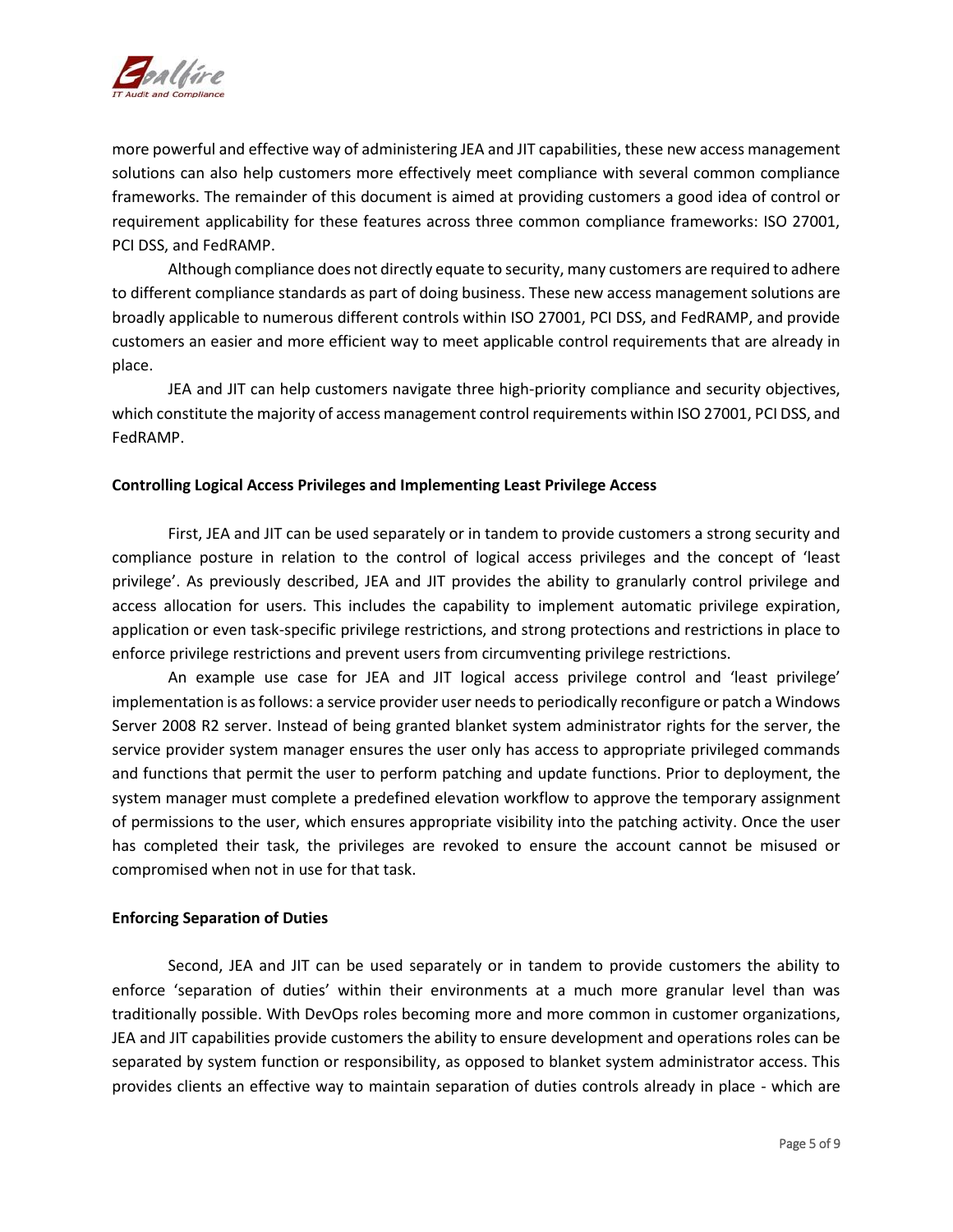more powerful and effective way of administering JEA and JIT capabilities, these new access management solutions can also help customers more effectively meet compliance with several common compliance frameworks. The remainder of this document is aimed at providing customers a good idea of control or requirement applicability for these features across three common compliance frameworks: ISO 27001, PCI DSS, and FedRAMP.

Although compliance does not directly equate to security, many customers are required to adhere to different compliance standards as part of doing business. These new access management solutions are broadly applicable to numerous different controls within ISO 27001, PCI DSS, and FedRAMP, and provide customers an easier and more efficient way to meet applicable control requirements that are already in place.

JEA and JIT can help customers navigate three high-priority compliance and security objectives, which constitute the majority of access management control requirements within ISO 27001, PCI DSS, and FedRAMP.

**Controlling Logical Access Privileges and Implementing Least Privilege Access**

First, JEA and JIT can be used separately or in tandem to provide customers a strong security and compliance posture in relation to the control of logical access privileges and the concept of 'least privilege'. As previously described, JEA and JIT provides the ability to granularly control privilege and access allocation for users. This includes the capability to implement automatic privilege expiration, application or even task-specific privilege restrictions, and strong protections and restrictions in place to enforce privilege restrictions and prevent users from circumventing privilege restrictions.

An example use case for JEA and JIT logical access privilege control and 'least privilege' implementation is as follows: a service provider user needs to periodically reconfigure or patch a Windows Server 2008 R2 server. Instead of being granted blanket system administrator rights for the server, the service provider system manager ensures the user only has access to appropriate privileged commands and functions that permit the user to perform patching and update functions. Prior to deployment, the system manager must complete a predefined elevation workflow to approve the temporary assignment of permissions to the user, which ensures appropriate visibility into the patching activity. Once the user has completed their task, the privileges are revoked to ensure the account cannot be misused or compromised when not in use for that task.

**Enforcing Separation of Duties**

Second, JEA and JIT can be used separately or in tandem to provide customers the ability to enforce 'separation of duties' within their environments at a much more granular level than was traditionally possible. With DevOps roles becoming more and more common in customer organizations, JEA and JIT capabilities provide customers the ability to ensure development and operations roles can be separated by system function or responsibility, as opposed to blanket system administrator access. This provides clients an effective way to maintain separation of duties controls already in place - which are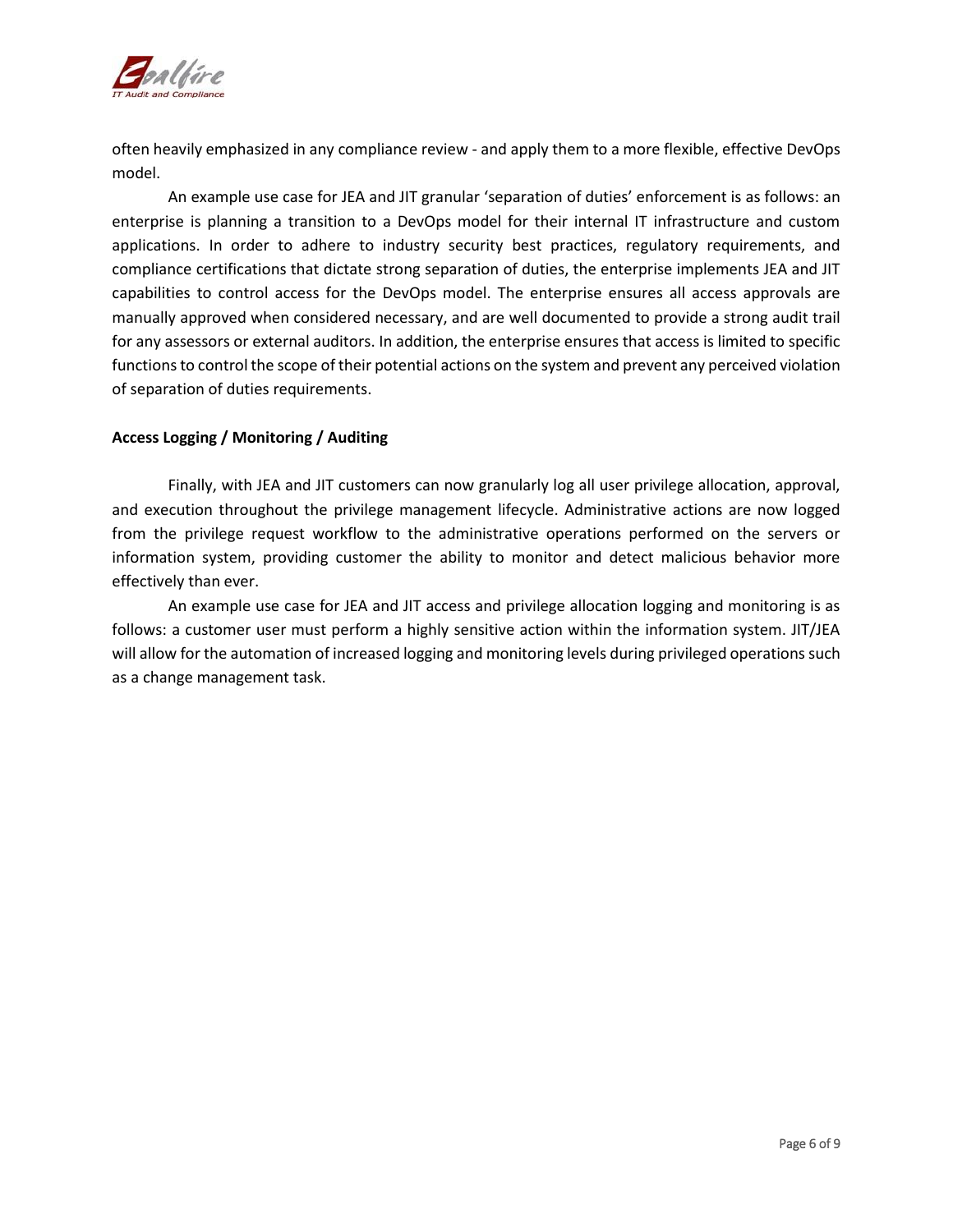often heavily emphasized in any compliance review - and apply them to a more flexible, effective DevOps model.

An example use case for JEA and JIT granular 'separation of duties' enforcement is as follows: an enterprise is planning a transition to a DevOps model for their internal IT infrastructure and custom applications. In order to adhere to industry security best practices, regulatory requirements, and compliance certifications that dictate strong separation of duties, the enterprise implements JEA and JIT capabilities to control access for the DevOps model. The enterprise ensures all access approvals are manually approved when considered necessary, and are well documented to provide a strong audit trail for any assessors or external auditors. In addition, the enterprise ensures that access is limited to specific functions to control the scope of their potential actions on the system and prevent any perceived violation of separation of duties requirements.

**Access Logging / Monitoring / Auditing**

Finally, with JEA and JIT customers can now granularly log all user privilege allocation, approval, and execution throughout the privilege management lifecycle. Administrative actions are now logged from the privilege request workflow to the administrative operations performed on the servers or information system, providing customer the ability to monitor and detect malicious behavior more effectively than ever.

An example use case for JEA and JIT access and privilege allocation logging and monitoring is as follows: a customer user must perform a highly sensitive action within the information system. JIT/JEA will allow for the automation of increased logging and monitoring levels during privileged operations such as a change management task.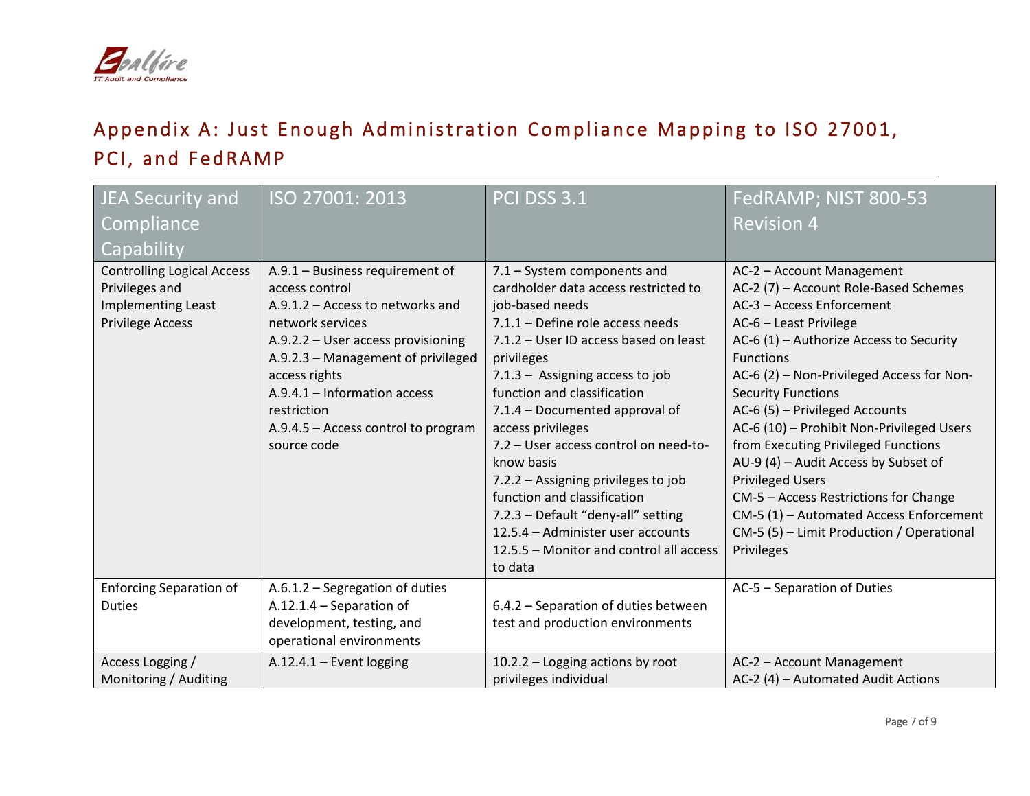## Appendix A: Just Enough Administration Compliance Mapping to ISO 27001, PCI, and FedRAMP

| JEA Security and Compliance Capability | ISO 27001: 2013 | PCI DSS 3.1 | FedRAMP; NIST 800-53 Revision 4 |
|---|---|---|---|
| Controlling Logical Access Privileges and Implementing Least Privilege Access | A.9.1 – Business requirement of access control<br>A.9.1.2 – Access to networks and network services<br>A.9.2.2 – User access provisioning<br>A.9.2.3 – Management of privileged access rights<br>A.9.4.1 – Information access restriction<br>A.9.4.5 – Access control to program source code | 7.1 – System components and cardholder data access restricted to job-based needs<br>7.1.1 – Define role access needs<br>7.1.2 – User ID access based on least privileges<br>7.1.3 – Assigning access to job function and classification<br>7.1.4 – Documented approval of access privileges<br>7.2 – User access control on need-to-know basis<br>7.2.2 – Assigning privileges to job function and classification<br>7.2.3 – Default "deny-all" setting<br>12.5.4 – Administer user accounts<br>12.5.5 – Monitor and control all access to data | AC-2 – Account Management<br>AC-2 (7) – Account Role-Based Schemes<br>AC-3 – Access Enforcement<br>AC-6 – Least Privilege<br>AC-6 (1) – Authorize Access to Security Functions<br>AC-6 (2) – Non-Privileged Access for Non-Security Functions<br>AC-6 (5) – Privileged Accounts<br>AC-6 (10) – Prohibit Non-Privileged Users from Executing Privileged Functions<br>AU-9 (4) – Audit Access by Subset of Privileged Users<br>CM-5 – Access Restrictions for Change<br>CM-5 (1) – Automated Access Enforcement<br>CM-5 (5) – Limit Production / Operational Privileges |
| Enforcing Separation of Duties | A.6.1.2 – Segregation of duties<br>A.12.1.4 – Separation of development, testing, and operational environments | 6.4.2 – Separation of duties between test and production environments | AC-5 – Separation of Duties |
| Access Logging / Monitoring / Auditing | A.12.4.1 – Event logging | 10.2.2 – Logging actions by root privileges individual | AC-2 – Account Management<br>AC-2 (4) – Automated Audit Actions |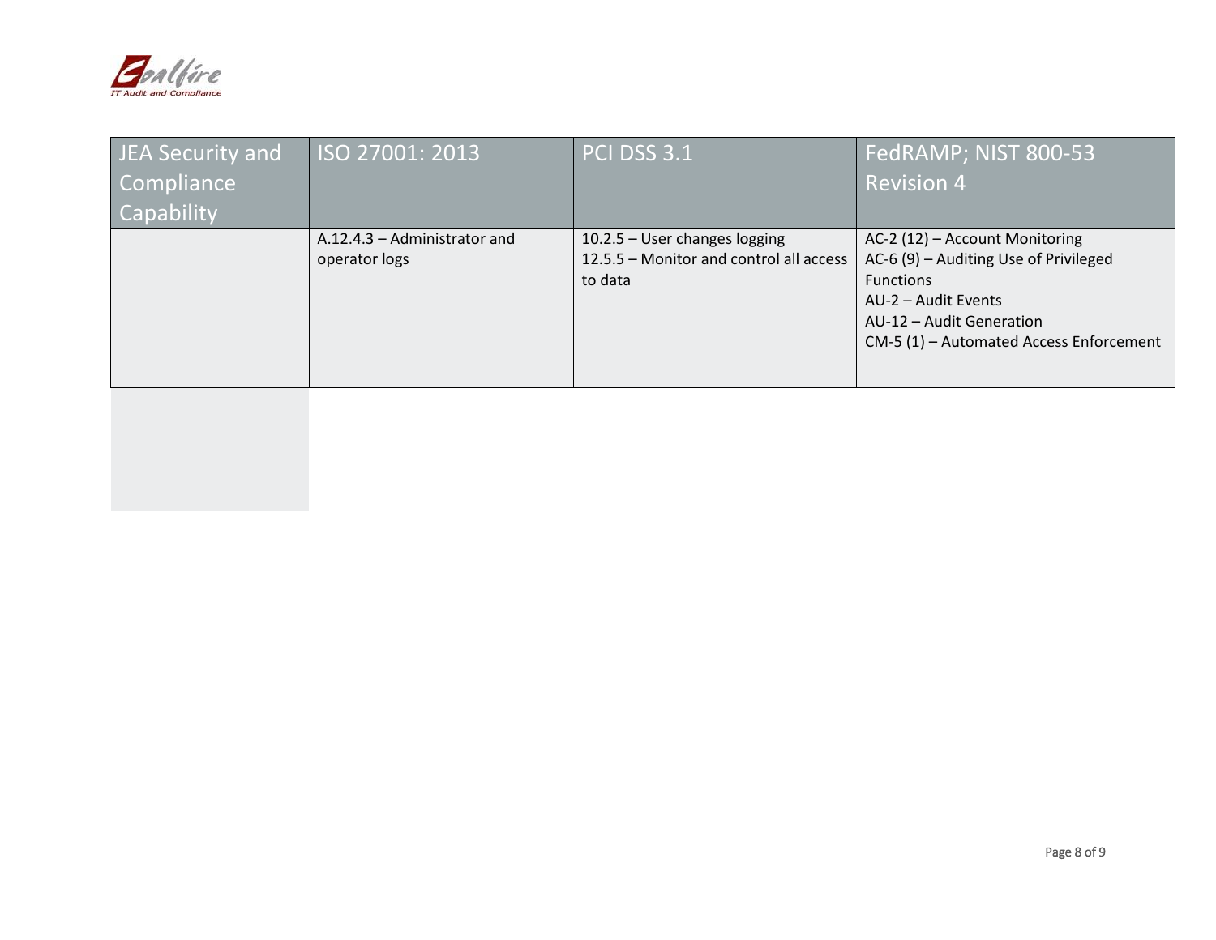| JEA Security and Compliance Capability | ISO 27001: 2013 | PCI DSS 3.1 | FedRAMP; NIST 800-53 Revision 4 |
|---|---|---|---|
| | A.12.4.3 – Administrator and operator logs | 10.2.5 – User changes logging<br>12.5.5 – Monitor and control all access to data | AC-2 (12) – Account Monitoring<br>AC-6 (9) – Auditing Use of Privileged Functions<br>AU-2 – Audit Events<br>AU-12 – Audit Generation<br>CM-5 (1) – Automated Access Enforcement |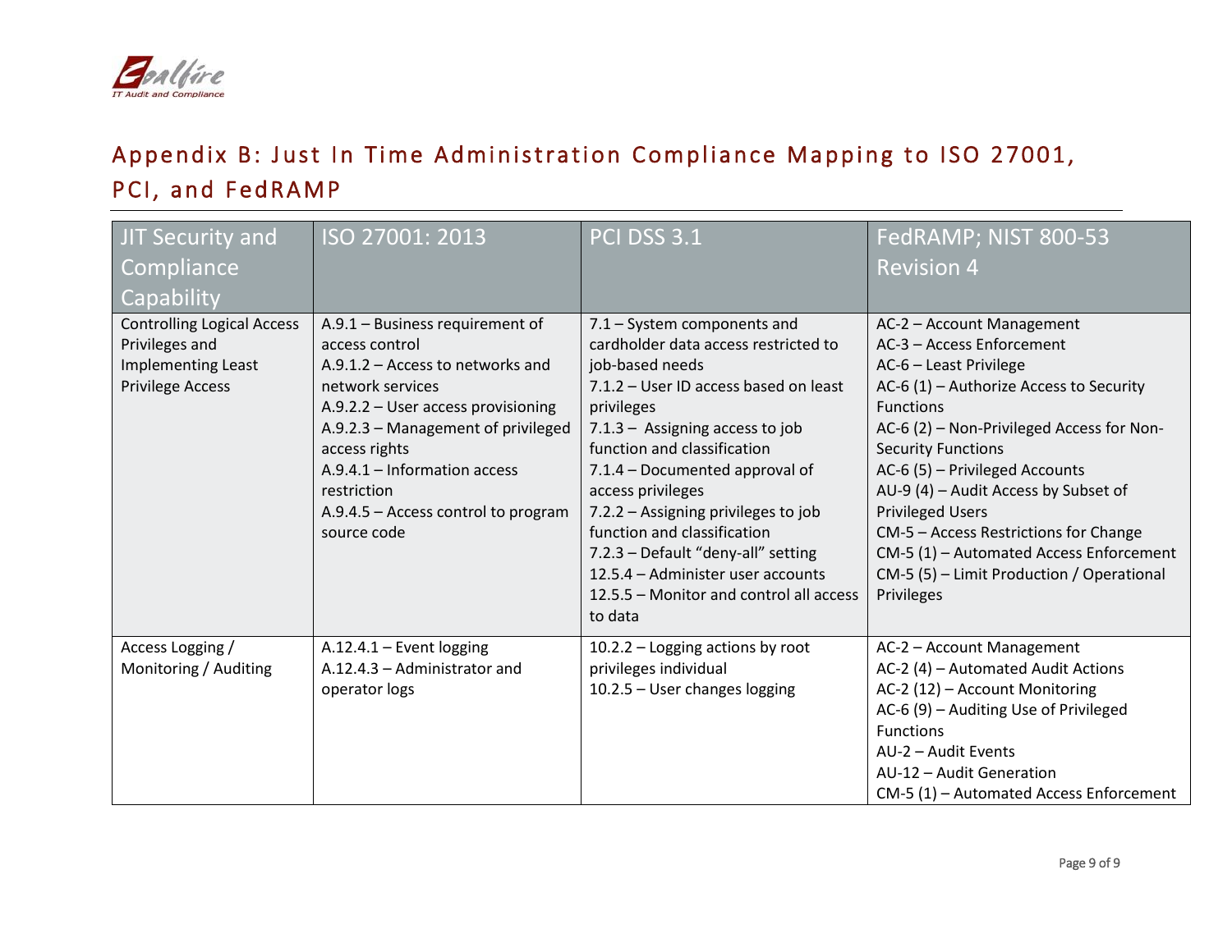# Appendix B: Just In Time Administration Compliance Mapping to ISO 27001, PCI, and FedRAMP

| JIT Security and Compliance Capability | ISO 27001: 2013 | PCI DSS 3.1 | FedRAMP; NIST 800-53 Revision 4 |
|---|---|---|---|
| Controlling Logical Access Privileges and Implementing Least Privilege Access | A.9.1 – Business requirement of access control<br>A.9.1.2 – Access to networks and network services<br>A.9.2.2 – User access provisioning<br>A.9.2.3 – Management of privileged access rights<br>A.9.4.1 – Information access restriction<br>A.9.4.5 – Access control to program source code | 7.1 – System components and cardholder data access restricted to job-based needs<br>7.1.2 – User ID access based on least privileges<br>7.1.3 – Assigning access to job function and classification<br>7.1.4 – Documented approval of access privileges<br>7.2.2 – Assigning privileges to job function and classification<br>7.2.3 – Default "deny-all" setting<br>12.5.4 – Administer user accounts<br>12.5.5 – Monitor and control all access to data | AC-2 – Account Management<br>AC-3 – Access Enforcement<br>AC-6 – Least Privilege<br>AC-6 (1) – Authorize Access to Security Functions<br>AC-6 (2) – Non-Privileged Access for Non-Security Functions<br>AC-6 (5) – Privileged Accounts<br>AU-9 (4) – Audit Access by Subset of Privileged Users<br>CM-5 – Access Restrictions for Change<br>CM-5 (1) – Automated Access Enforcement<br>CM-5 (5) – Limit Production / Operational Privileges |
| Access Logging / Monitoring / Auditing | A.12.4.1 – Event logging<br>A.12.4.3 – Administrator and operator logs | 10.2.2 – Logging actions by root privileges individual<br>10.2.5 – User changes logging | AC-2 – Account Management<br>AC-2 (4) – Automated Audit Actions<br>AC-2 (12) – Account Monitoring<br>AC-6 (9) – Auditing Use of Privileged Functions<br>AU-2 – Audit Events<br>AU-12 – Audit Generation<br>CM-5 (1) – Automated Access Enforcement |